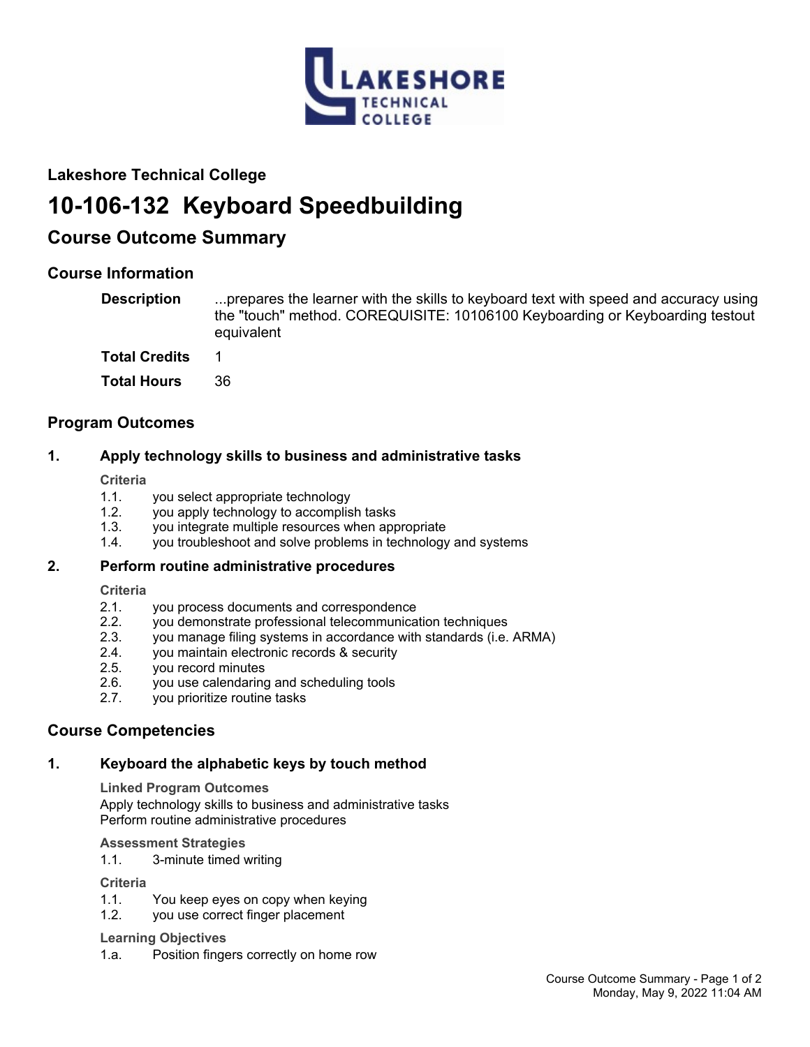Lakeshore Technical College

# 10-106-132 Keyboard Speedbuilding

## Course Outcome Summary

### Course Information

**Description** ...prepares the learner with the skills to keyboard text with speed and accuracy using the "touch" method. COREQUISITE: 10106100 Keyboarding or Keyboarding testout equivalent

**Total Credits** 1

**Total Hours** 36

### Program Outcomes

#### 1. Apply technology skills to business and administrative tasks

**Criteria**

1.1. you select appropriate technology
1.2. you apply technology to accomplish tasks
1.3. you integrate multiple resources when appropriate
1.4. you troubleshoot and solve problems in technology and systems

#### 2. Perform routine administrative procedures

**Criteria**

2.1. you process documents and correspondence
2.2. you demonstrate professional telecommunication techniques
2.3. you manage filing systems in accordance with standards (i.e. ARMA)
2.4. you maintain electronic records & security
2.5. you record minutes
2.6. you use calendaring and scheduling tools
2.7. you prioritize routine tasks

### Course Competencies

#### 1. Keyboard the alphabetic keys by touch method

**Linked Program Outcomes**

Apply technology skills to business and administrative tasks
Perform routine administrative procedures

**Assessment Strategies**

1.1. 3-minute timed writing

**Criteria**

1.1. You keep eyes on copy when keying
1.2. you use correct finger placement

**Learning Objectives**

1.a. Position fingers correctly on home row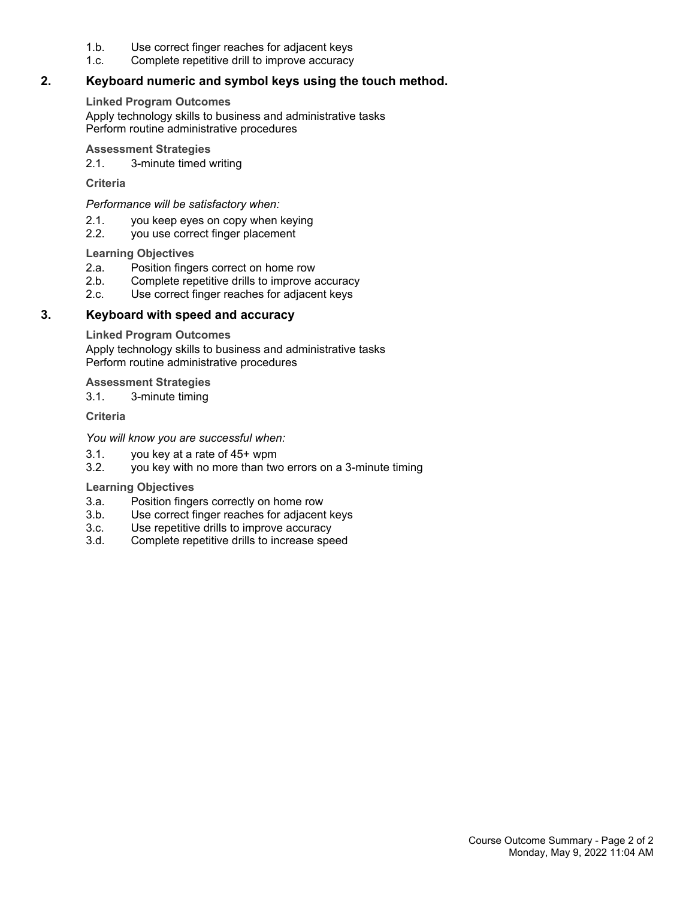1.b. Use correct finger reaches for adjacent keys
1.c. Complete repetitive drill to improve accuracy

## 2. Keyboard numeric and symbol keys using the touch method.

**Linked Program Outcomes**

Apply technology skills to business and administrative tasks
Perform routine administrative procedures

**Assessment Strategies**

2.1. 3-minute timed writing

**Criteria**

*Performance will be satisfactory when:*

2.1. you keep eyes on copy when keying
2.2. you use correct finger placement

**Learning Objectives**

2.a. Position fingers correct on home row
2.b. Complete repetitive drills to improve accuracy
2.c. Use correct finger reaches for adjacent keys

## 3. Keyboard with speed and accuracy

**Linked Program Outcomes**

Apply technology skills to business and administrative tasks
Perform routine administrative procedures

**Assessment Strategies**

3.1. 3-minute timing

**Criteria**

*You will know you are successful when:*

3.1. you key at a rate of 45+ wpm
3.2. you key with no more than two errors on a 3-minute timing

**Learning Objectives**

3.a. Position fingers correctly on home row
3.b. Use correct finger reaches for adjacent keys
3.c. Use repetitive drills to improve accuracy
3.d. Complete repetitive drills to increase speed